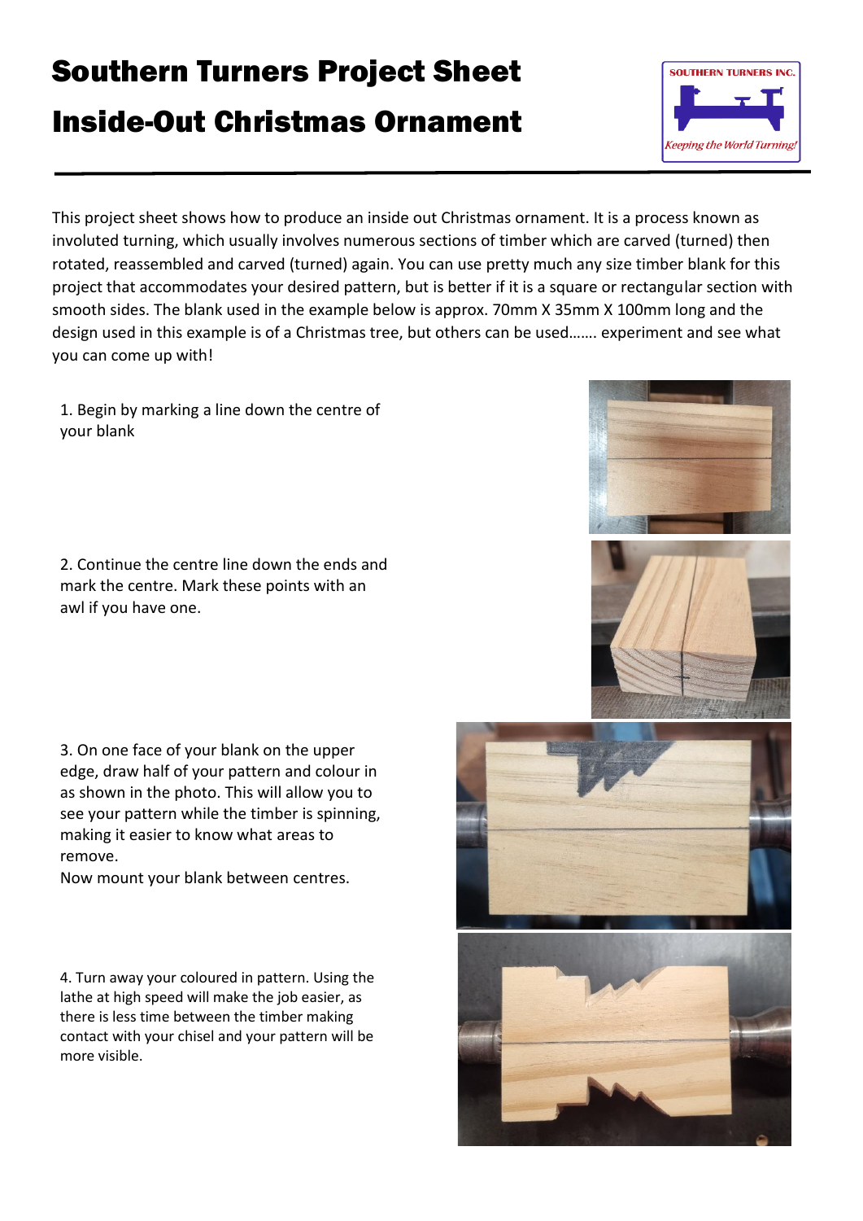# Southern Turners Project Sheet

# Inside-Out Christmas Ornament

This project sheet shows how to produce an inside out Christmas ornament. It is a process known as involuted turning, which usually involves numerous sections of timber which are carved (turned) then rotated, reassembled and carved (turned) again. You can use pretty much any size timber blank for this project that accommodates your desired pattern, but is better if it is a square or rectangular section with smooth sides. The blank used in the example below is approx. 70mm X 35mm X 100mm long and the design used in this example is of a Christmas tree, but others can be used……. experiment and see what you can come up with!

1. Begin by marking a line down the centre of your blank

2. Continue the centre line down the ends and mark the centre. Mark these points with an awl if you have one.

3. On one face of your blank on the upper edge, draw half of your pattern and colour in as shown in the photo. This will allow you to see your pattern while the timber is spinning, making it easier to know what areas to remove.
Now mount your blank between centres.

4. Turn away your coloured in pattern. Using the lathe at high speed will make the job easier, as there is less time between the timber making contact with your chisel and your pattern will be more visible.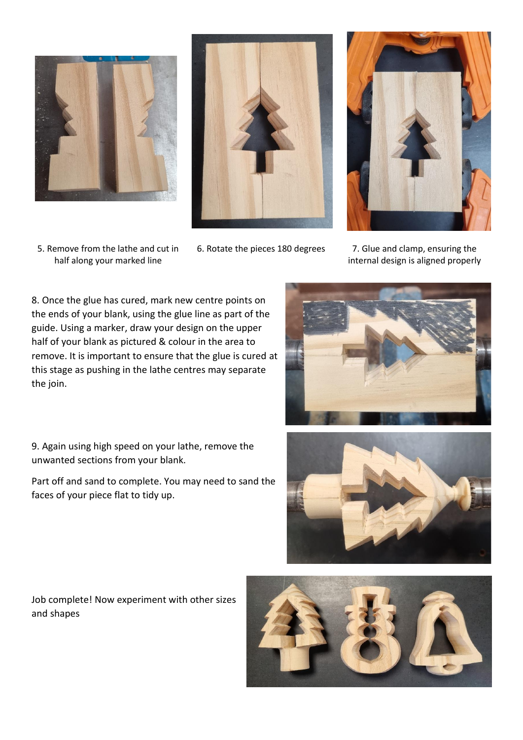5. Remove from the lathe and cut in half along your marked line

6. Rotate the pieces 180 degrees

7. Glue and clamp, ensuring the internal design is aligned properly

8. Once the glue has cured, mark new centre points on the ends of your blank, using the glue line as part of the guide. Using a marker, draw your design on the upper half of your blank as pictured & colour in the area to remove. It is important to ensure that the glue is cured at this stage as pushing in the lathe centres may separate the join.

9. Again using high speed on your lathe, remove the unwanted sections from your blank.

Part off and sand to complete. You may need to sand the faces of your piece flat to tidy up.

Job complete! Now experiment with other sizes and shapes